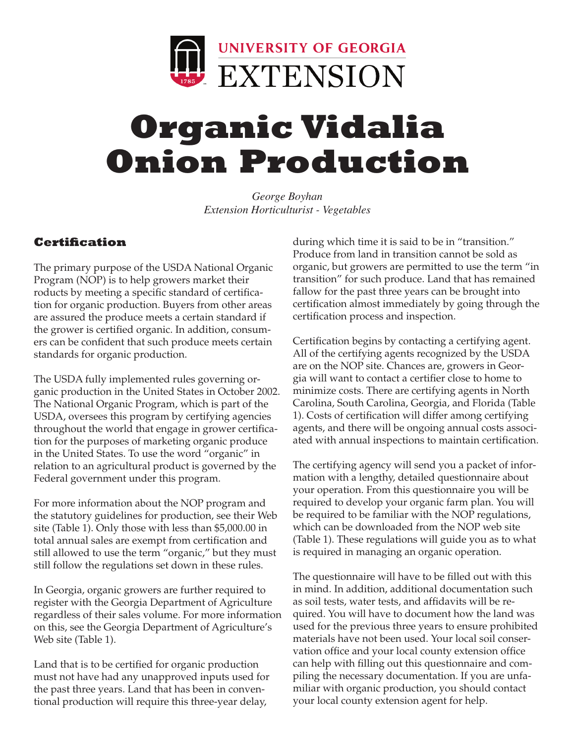UNIVERSITY OF GEORGIA EXTENSION

# Organic Vidalia Onion Production

*George Boyhan*
*Extension Horticulturist - Vegetables*

## Certification

The primary purpose of the USDA National Organic Program (NOP) is to help growers market their roducts by meeting a specific standard of certification for organic production. Buyers from other areas are assured the produce meets a certain standard if the grower is certified organic. In addition, consumers can be confident that such produce meets certain standards for organic production.

The USDA fully implemented rules governing organic production in the United States in October 2002. The National Organic Program, which is part of the USDA, oversees this program by certifying agencies throughout the world that engage in grower certification for the purposes of marketing organic produce in the United States. To use the word "organic" in relation to an agricultural product is governed by the Federal government under this program.

For more information about the NOP program and the statutory guidelines for production, see their Web site (Table 1). Only those with less than $5,000.00 in total annual sales are exempt from certification and still allowed to use the term "organic," but they must still follow the regulations set down in these rules.

In Georgia, organic growers are further required to register with the Georgia Department of Agriculture regardless of their sales volume. For more information on this, see the Georgia Department of Agriculture's Web site (Table 1).

Land that is to be certified for organic production must not have had any unapproved inputs used for the past three years. Land that has been in conventional production will require this three-year delay, during which time it is said to be in "transition." Produce from land in transition cannot be sold as organic, but growers are permitted to use the term "in transition" for such produce. Land that has remained fallow for the past three years can be brought into certification almost immediately by going through the certification process and inspection.

Certification begins by contacting a certifying agent. All of the certifying agents recognized by the USDA are on the NOP site. Chances are, growers in Georgia will want to contact a certifier close to home to minimize costs. There are certifying agents in North Carolina, South Carolina, Georgia, and Florida (Table 1). Costs of certification will differ among certifying agents, and there will be ongoing annual costs associated with annual inspections to maintain certification.

The certifying agency will send you a packet of information with a lengthy, detailed questionnaire about your operation. From this questionnaire you will be required to develop your organic farm plan. You will be required to be familiar with the NOP regulations, which can be downloaded from the NOP web site (Table 1). These regulations will guide you as to what is required in managing an organic operation.

The questionnaire will have to be filled out with this in mind. In addition, additional documentation such as soil tests, water tests, and affidavits will be required. You will have to document how the land was used for the previous three years to ensure prohibited materials have not been used. Your local soil conservation office and your local county extension office can help with filling out this questionnaire and compiling the necessary documentation. If you are unfamiliar with organic production, you should contact your local county extension agent for help.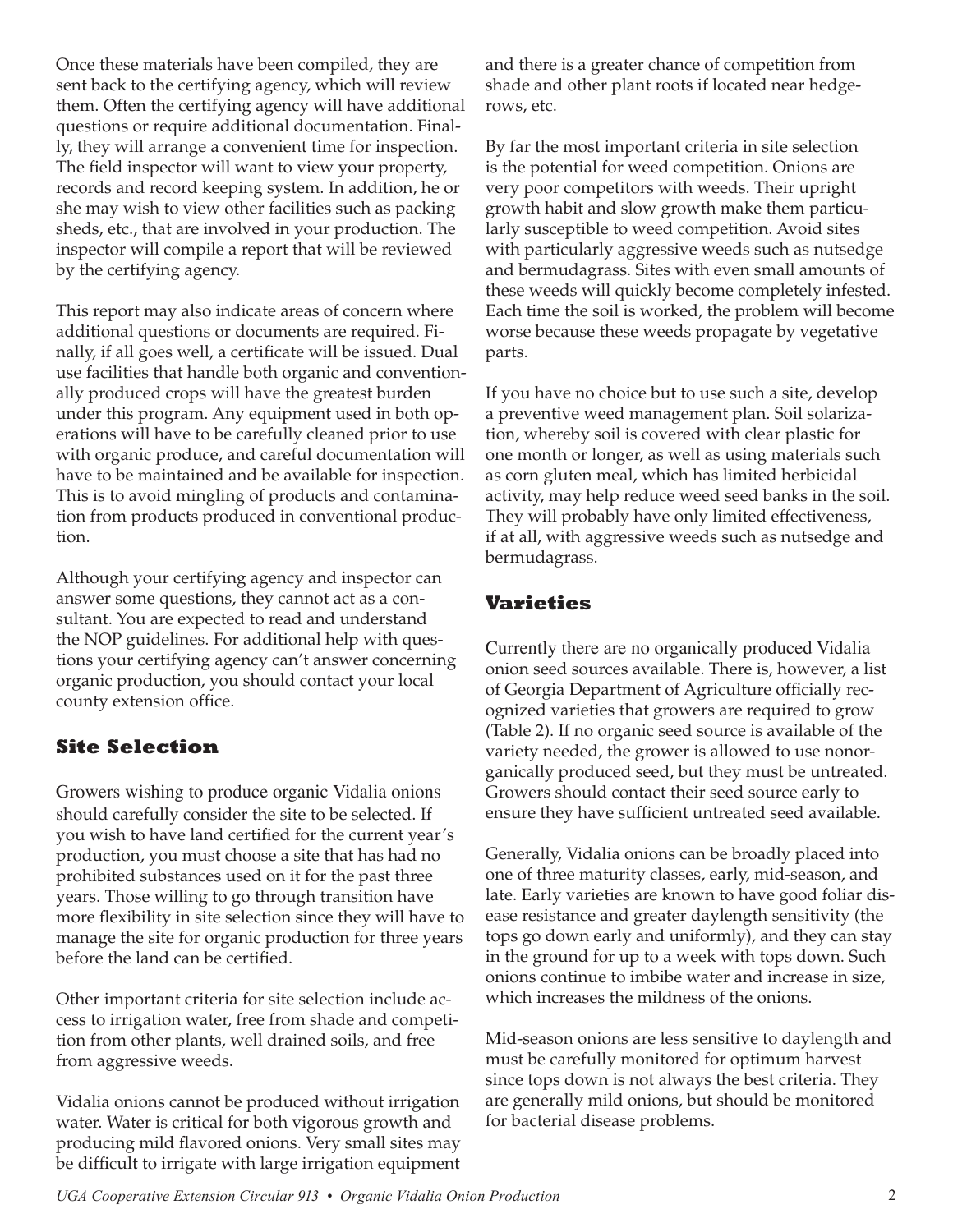Once these materials have been compiled, they are sent back to the certifying agency, which will review them. Often the certifying agency will have additional questions or require additional documentation. Finally, they will arrange a convenient time for inspection. The field inspector will want to view your property, records and record keeping system. In addition, he or she may wish to view other facilities such as packing sheds, etc., that are involved in your production. The inspector will compile a report that will be reviewed by the certifying agency.

This report may also indicate areas of concern where additional questions or documents are required. Finally, if all goes well, a certificate will be issued. Dual use facilities that handle both organic and conventionally produced crops will have the greatest burden under this program. Any equipment used in both operations will have to be carefully cleaned prior to use with organic produce, and careful documentation will have to be maintained and be available for inspection. This is to avoid mingling of products and contamination from products produced in conventional production.

Although your certifying agency and inspector can answer some questions, they cannot act as a consultant. You are expected to read and understand the NOP guidelines. For additional help with questions your certifying agency can't answer concerning organic production, you should contact your local county extension office.

## Site Selection

Growers wishing to produce organic Vidalia onions should carefully consider the site to be selected. If you wish to have land certified for the current year's production, you must choose a site that has had no prohibited substances used on it for the past three years. Those willing to go through transition have more flexibility in site selection since they will have to manage the site for organic production for three years before the land can be certified.

Other important criteria for site selection include access to irrigation water, free from shade and competition from other plants, well drained soils, and free from aggressive weeds.

Vidalia onions cannot be produced without irrigation water. Water is critical for both vigorous growth and producing mild flavored onions. Very small sites may be difficult to irrigate with large irrigation equipment and there is a greater chance of competition from shade and other plant roots if located near hedgerows, etc.

By far the most important criteria in site selection is the potential for weed competition. Onions are very poor competitors with weeds. Their upright growth habit and slow growth make them particularly susceptible to weed competition. Avoid sites with particularly aggressive weeds such as nutsedge and bermudagrass. Sites with even small amounts of these weeds will quickly become completely infested. Each time the soil is worked, the problem will become worse because these weeds propagate by vegetative parts.

If you have no choice but to use such a site, develop a preventive weed management plan. Soil solarization, whereby soil is covered with clear plastic for one month or longer, as well as using materials such as corn gluten meal, which has limited herbicidal activity, may help reduce weed seed banks in the soil. They will probably have only limited effectiveness, if at all, with aggressive weeds such as nutsedge and bermudagrass.

## Varieties

Currently there are no organically produced Vidalia onion seed sources available. There is, however, a list of Georgia Department of Agriculture officially recognized varieties that growers are required to grow (Table 2). If no organic seed source is available of the variety needed, the grower is allowed to use nonorganically produced seed, but they must be untreated. Growers should contact their seed source early to ensure they have sufficient untreated seed available.

Generally, Vidalia onions can be broadly placed into one of three maturity classes, early, mid-season, and late. Early varieties are known to have good foliar disease resistance and greater daylength sensitivity (the tops go down early and uniformly), and they can stay in the ground for up to a week with tops down. Such onions continue to imbibe water and increase in size, which increases the mildness of the onions.

Mid-season onions are less sensitive to daylength and must be carefully monitored for optimum harvest since tops down is not always the best criteria. They are generally mild onions, but should be monitored for bacterial disease problems.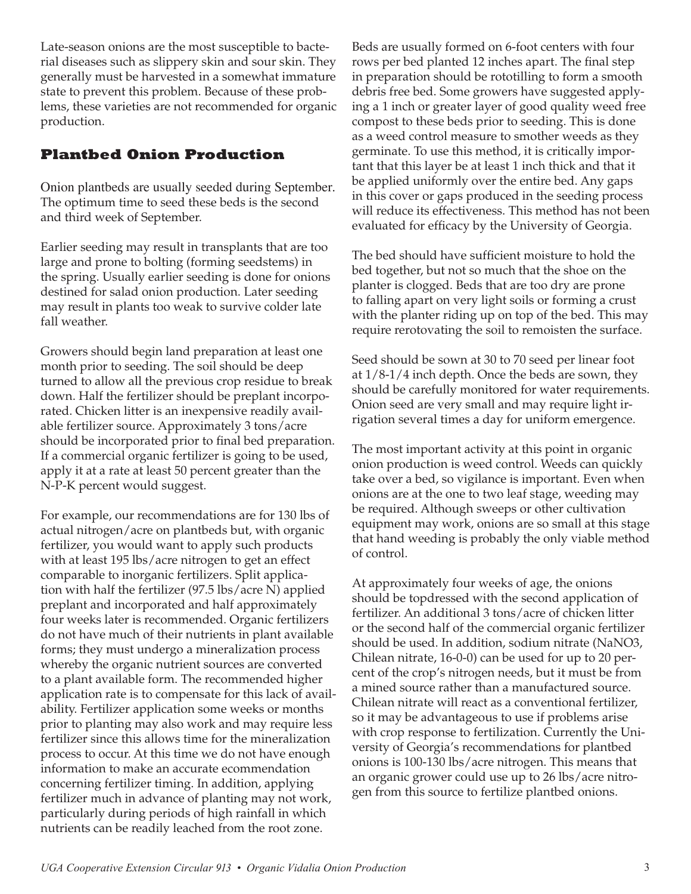Late-season onions are the most susceptible to bacterial diseases such as slippery skin and sour skin. They generally must be harvested in a somewhat immature state to prevent this problem. Because of these problems, these varieties are not recommended for organic production.

## Plantbed Onion Production

Onion plantbeds are usually seeded during September. The optimum time to seed these beds is the second and third week of September.

Earlier seeding may result in transplants that are too large and prone to bolting (forming seedstems) in the spring. Usually earlier seeding is done for onions destined for salad onion production. Later seeding may result in plants too weak to survive colder late fall weather.

Growers should begin land preparation at least one month prior to seeding. The soil should be deep turned to allow all the previous crop residue to break down. Half the fertilizer should be preplant incorporated. Chicken litter is an inexpensive readily available fertilizer source. Approximately 3 tons/acre should be incorporated prior to final bed preparation. If a commercial organic fertilizer is going to be used, apply it at a rate at least 50 percent greater than the N-P-K percent would suggest.

For example, our recommendations are for 130 lbs of actual nitrogen/acre on plantbeds but, with organic fertilizer, you would want to apply such products with at least 195 lbs/acre nitrogen to get an effect comparable to inorganic fertilizers. Split application with half the fertilizer (97.5 lbs/acre N) applied preplant and incorporated and half approximately four weeks later is recommended. Organic fertilizers do not have much of their nutrients in plant available forms; they must undergo a mineralization process whereby the organic nutrient sources are converted to a plant available form. The recommended higher application rate is to compensate for this lack of availability. Fertilizer application some weeks or months prior to planting may also work and may require less fertilizer since this allows time for the mineralization process to occur. At this time we do not have enough information to make an accurate ecommendation concerning fertilizer timing. In addition, applying fertilizer much in advance of planting may not work, particularly during periods of high rainfall in which nutrients can be readily leached from the root zone.

Beds are usually formed on 6-foot centers with four rows per bed planted 12 inches apart. The final step in preparation should be rototilling to form a smooth debris free bed. Some growers have suggested applying a 1 inch or greater layer of good quality weed free compost to these beds prior to seeding. This is done as a weed control measure to smother weeds as they germinate. To use this method, it is critically important that this layer be at least 1 inch thick and that it be applied uniformly over the entire bed. Any gaps in this cover or gaps produced in the seeding process will reduce its effectiveness. This method has not been evaluated for efficacy by the University of Georgia.

The bed should have sufficient moisture to hold the bed together, but not so much that the shoe on the planter is clogged. Beds that are too dry are prone to falling apart on very light soils or forming a crust with the planter riding up on top of the bed. This may require rerotovating the soil to remoisten the surface.

Seed should be sown at 30 to 70 seed per linear foot at 1/8-1/4 inch depth. Once the beds are sown, they should be carefully monitored for water requirements. Onion seed are very small and may require light irrigation several times a day for uniform emergence.

The most important activity at this point in organic onion production is weed control. Weeds can quickly take over a bed, so vigilance is important. Even when onions are at the one to two leaf stage, weeding may be required. Although sweeps or other cultivation equipment may work, onions are so small at this stage that hand weeding is probably the only viable method of control.

At approximately four weeks of age, the onions should be topdressed with the second application of fertilizer. An additional 3 tons/acre of chicken litter or the second half of the commercial organic fertilizer should be used. In addition, sodium nitrate ($NaNO_3$, Chilean nitrate, 16-0-0) can be used for up to 20 percent of the crop's nitrogen needs, but it must be from a mined source rather than a manufactured source. Chilean nitrate will react as a conventional fertilizer, so it may be advantageous to use if problems arise with crop response to fertilization. Currently the University of Georgia's recommendations for plantbed onions is 100-130 lbs/acre nitrogen. This means that an organic grower could use up to 26 lbs/acre nitrogen from this source to fertilize plantbed onions.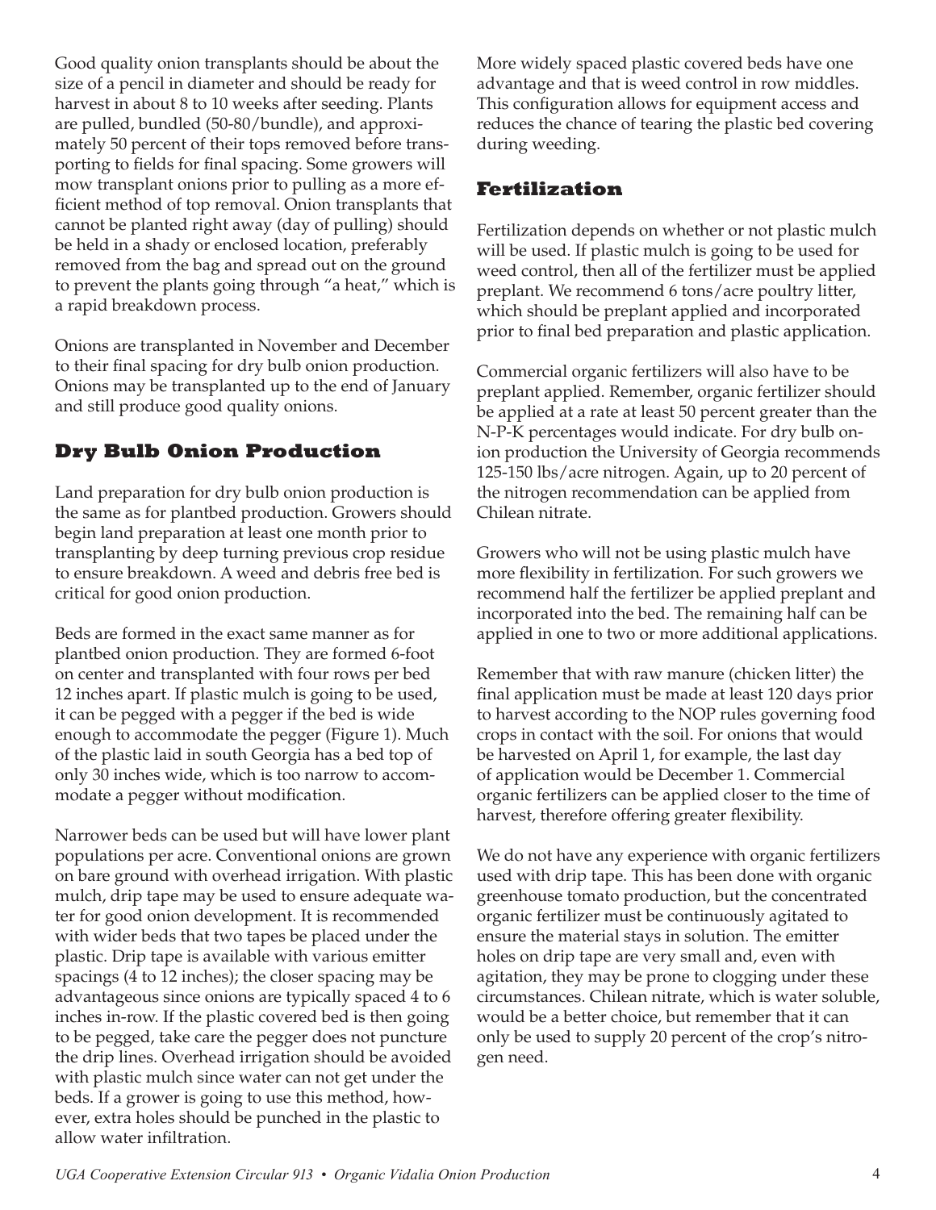Good quality onion transplants should be about the size of a pencil in diameter and should be ready for harvest in about 8 to 10 weeks after seeding. Plants are pulled, bundled (50-80/bundle), and approximately 50 percent of their tops removed before transporting to fields for final spacing. Some growers will mow transplant onions prior to pulling as a more efficient method of top removal. Onion transplants that cannot be planted right away (day of pulling) should be held in a shady or enclosed location, preferably removed from the bag and spread out on the ground to prevent the plants going through "a heat," which is a rapid breakdown process.

Onions are transplanted in November and December to their final spacing for dry bulb onion production. Onions may be transplanted up to the end of January and still produce good quality onions.

## Dry Bulb Onion Production

Land preparation for dry bulb onion production is the same as for plantbed production. Growers should begin land preparation at least one month prior to transplanting by deep turning previous crop residue to ensure breakdown. A weed and debris free bed is critical for good onion production.

Beds are formed in the exact same manner as for plantbed onion production. They are formed 6-foot on center and transplanted with four rows per bed 12 inches apart. If plastic mulch is going to be used, it can be pegged with a pegger if the bed is wide enough to accommodate the pegger (Figure 1). Much of the plastic laid in south Georgia has a bed top of only 30 inches wide, which is too narrow to accommodate a pegger without modification.

Narrower beds can be used but will have lower plant populations per acre. Conventional onions are grown on bare ground with overhead irrigation. With plastic mulch, drip tape may be used to ensure adequate water for good onion development. It is recommended with wider beds that two tapes be placed under the plastic. Drip tape is available with various emitter spacings (4 to 12 inches); the closer spacing may be advantageous since onions are typically spaced 4 to 6 inches in-row. If the plastic covered bed is then going to be pegged, take care the pegger does not puncture the drip lines. Overhead irrigation should be avoided with plastic mulch since water can not get under the beds. If a grower is going to use this method, however, extra holes should be punched in the plastic to allow water infiltration.

More widely spaced plastic covered beds have one advantage and that is weed control in row middles. This configuration allows for equipment access and reduces the chance of tearing the plastic bed covering during weeding.

## Fertilization

Fertilization depends on whether or not plastic mulch will be used. If plastic mulch is going to be used for weed control, then all of the fertilizer must be applied preplant. We recommend 6 tons/acre poultry litter, which should be preplant applied and incorporated prior to final bed preparation and plastic application.

Commercial organic fertilizers will also have to be preplant applied. Remember, organic fertilizer should be applied at a rate at least 50 percent greater than the N-P-K percentages would indicate. For dry bulb onion production the University of Georgia recommends 125-150 lbs/acre nitrogen. Again, up to 20 percent of the nitrogen recommendation can be applied from Chilean nitrate.

Growers who will not be using plastic mulch have more flexibility in fertilization. For such growers we recommend half the fertilizer be applied preplant and incorporated into the bed. The remaining half can be applied in one to two or more additional applications.

Remember that with raw manure (chicken litter) the final application must be made at least 120 days prior to harvest according to the NOP rules governing food crops in contact with the soil. For onions that would be harvested on April 1, for example, the last day of application would be December 1. Commercial organic fertilizers can be applied closer to the time of harvest, therefore offering greater flexibility.

We do not have any experience with organic fertilizers used with drip tape. This has been done with organic greenhouse tomato production, but the concentrated organic fertilizer must be continuously agitated to ensure the material stays in solution. The emitter holes on drip tape are very small and, even with agitation, they may be prone to clogging under these circumstances. Chilean nitrate, which is water soluble, would be a better choice, but remember that it can only be used to supply 20 percent of the crop's nitrogen need.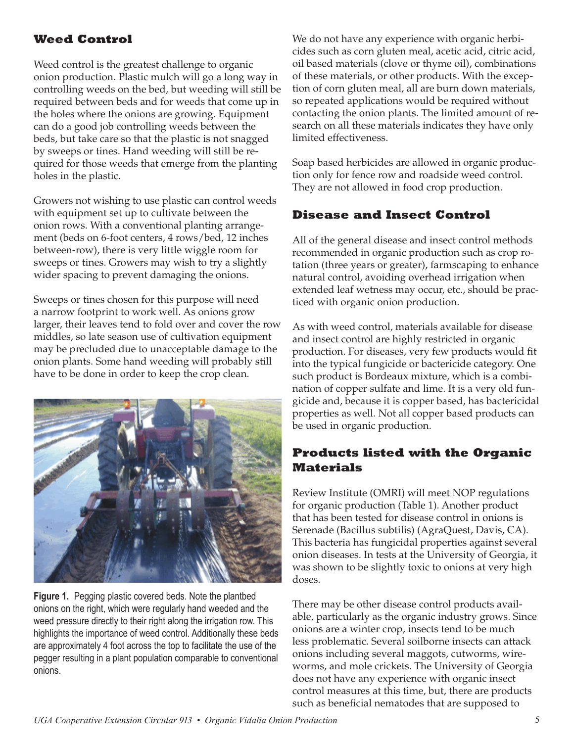## Weed Control

Weed control is the greatest challenge to organic onion production. Plastic mulch will go a long way in controlling weeds on the bed, but weeding will still be required between beds and for weeds that come up in the holes where the onions are growing. Equipment can do a good job controlling weeds between the beds, but take care so that the plastic is not snagged by sweeps or tines. Hand weeding will still be required for those weeds that emerge from the planting holes in the plastic.

Growers not wishing to use plastic can control weeds with equipment set up to cultivate between the onion rows. With a conventional planting arrangement (beds on 6-foot centers, 4 rows/bed, 12 inches between-row), there is very little wiggle room for sweeps or tines. Growers may wish to try a slightly wider spacing to prevent damaging the onions.

Sweeps or tines chosen for this purpose will need a narrow footprint to work well. As onions grow larger, their leaves tend to fold over and cover the row middles, so late season use of cultivation equipment may be precluded due to unacceptable damage to the onion plants. Some hand weeding will probably still have to be done in order to keep the crop clean.

**Figure 1.** Pegging plastic covered beds. Note the plantbed onions on the right, which were regularly hand weeded and the weed pressure directly to their right along the irrigation row. This highlights the importance of weed control. Additionally these beds are approximately 4 foot across the top to facilitate the use of the pegger resulting in a plant population comparable to conventional onions.

We do not have any experience with organic herbicides such as corn gluten meal, acetic acid, citric acid, oil based materials (clove or thyme oil), combinations of these materials, or other products. With the exception of corn gluten meal, all are burn down materials, so repeated applications would be required without contacting the onion plants. The limited amount of research on all these materials indicates they have only limited effectiveness.

Soap based herbicides are allowed in organic production only for fence row and roadside weed control. They are not allowed in food crop production.

## Disease and Insect Control

All of the general disease and insect control methods recommended in organic production such as crop rotation (three years or greater), farmscaping to enhance natural control, avoiding overhead irrigation when extended leaf wetness may occur, etc., should be practiced with organic onion production.

As with weed control, materials available for disease and insect control are highly restricted in organic production. For diseases, very few products would fit into the typical fungicide or bactericide category. One such product is Bordeaux mixture, which is a combination of copper sulfate and lime. It is a very old fungicide and, because it is copper based, has bactericidal properties as well. Not all copper based products can be used in organic production.

## Products listed with the Organic Materials

Review Institute (OMRI) will meet NOP regulations for organic production (Table 1). Another product that has been tested for disease control in onions is Serenade (Bacillus subtilis) (AgraQuest, Davis, CA). This bacteria has fungicidal properties against several onion diseases. In tests at the University of Georgia, it was shown to be slightly toxic to onions at very high doses.

There may be other disease control products available, particularly as the organic industry grows. Since onions are a winter crop, insects tend to be much less problematic. Several soilborne insects can attack onions including several maggots, cutworms, wireworms, and mole crickets. The University of Georgia does not have any experience with organic insect control measures at this time, but, there are products such as beneficial nematodes that are supposed to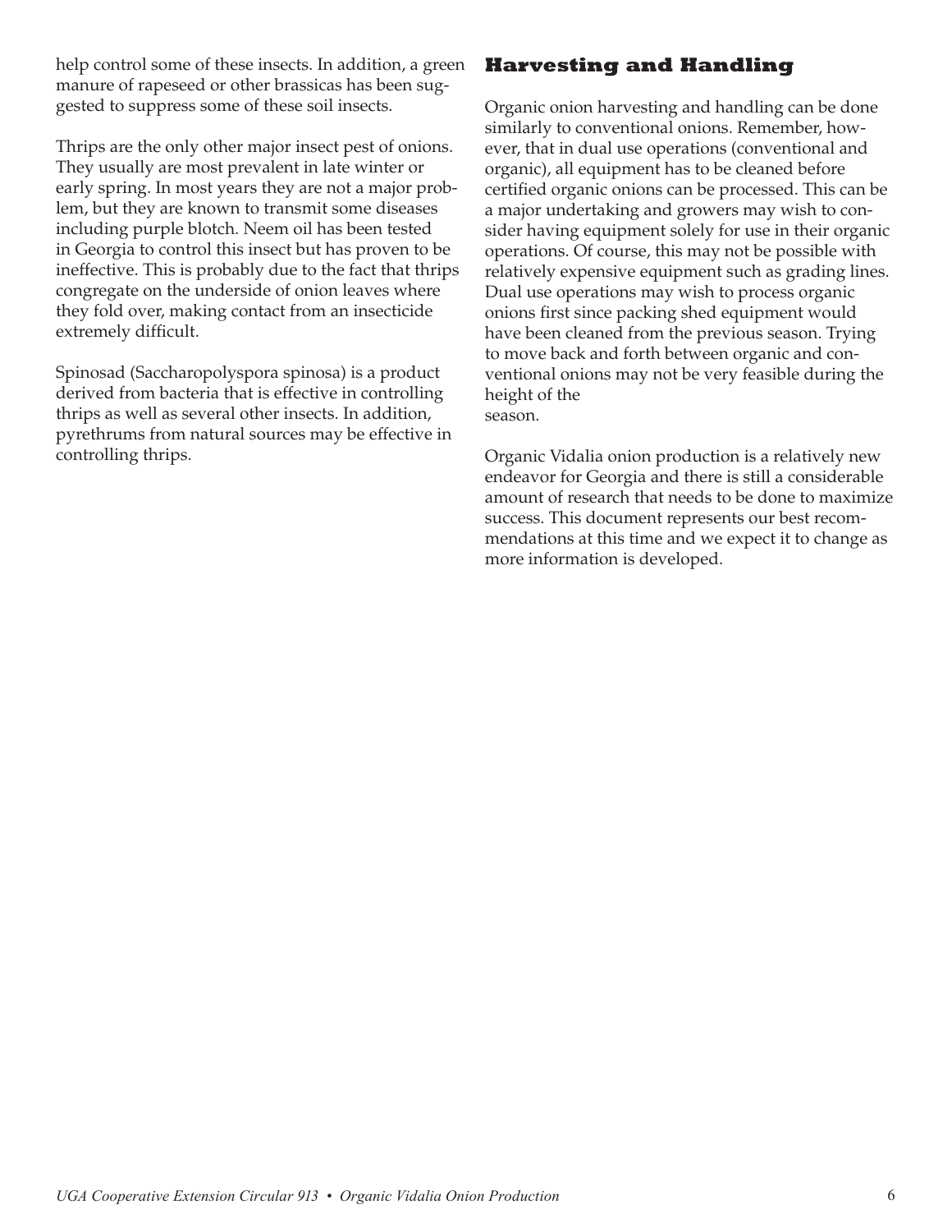help control some of these insects. In addition, a green manure of rapeseed or other brassicas has been suggested to suppress some of these soil insects.

Thrips are the only other major insect pest of onions. They usually are most prevalent in late winter or early spring. In most years they are not a major problem, but they are known to transmit some diseases including purple blotch. Neem oil has been tested in Georgia to control this insect but has proven to be ineffective. This is probably due to the fact that thrips congregate on the underside of onion leaves where they fold over, making contact from an insecticide extremely difficult.

Spinosad (Saccharopolyspora spinosa) is a product derived from bacteria that is effective in controlling thrips as well as several other insects. In addition, pyrethrums from natural sources may be effective in controlling thrips.

## Harvesting and Handling

Organic onion harvesting and handling can be done similarly to conventional onions. Remember, however, that in dual use operations (conventional and organic), all equipment has to be cleaned before certified organic onions can be processed. This can be a major undertaking and growers may wish to consider having equipment solely for use in their organic operations. Of course, this may not be possible with relatively expensive equipment such as grading lines. Dual use operations may wish to process organic onions first since packing shed equipment would have been cleaned from the previous season. Trying to move back and forth between organic and conventional onions may not be very feasible during the height of the season.

Organic Vidalia onion production is a relatively new endeavor for Georgia and there is still a considerable amount of research that needs to be done to maximize success. This document represents our best recommendations at this time and we expect it to change as more information is developed.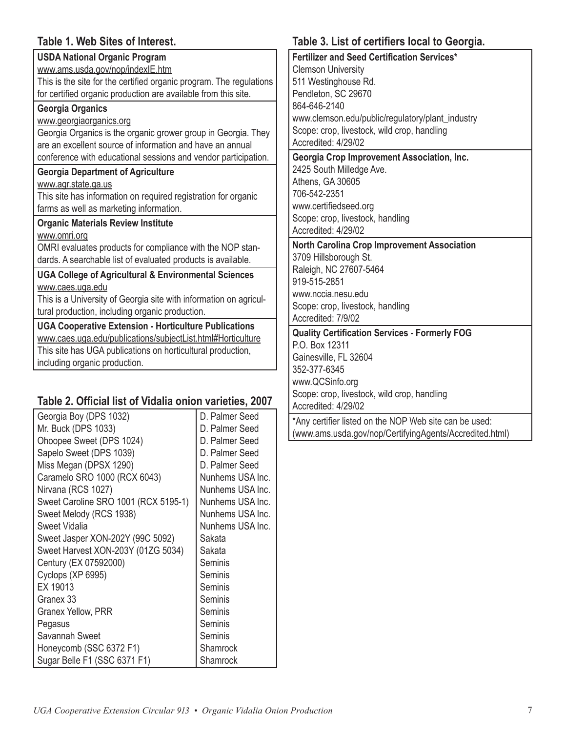## Table 1. Web Sites of Interest.

| |
|---|
| **USDA National Organic Program**<br>www.ams.usda.gov/nop/indexIE.htm<br>This is the site for the certified organic program. The regulations for certified organic production are available from this site. |
| **Georgia Organics**<br>www.georgiaorganics.org<br>Georgia Organics is the organic grower group in Georgia. They are an excellent source of information and have an annual conference with educational sessions and vendor participation. |
| **Georgia Department of Agriculture**<br>www.agr.state.ga.us<br>This site has information on required registration for organic farms as well as marketing information. |
| **Organic Materials Review Institute**<br>www.omri.org<br>OMRI evaluates products for compliance with the NOP standards. A searchable list of evaluated products is available. |
| **UGA College of Agricultural & Environmental Sciences**<br>www.caes.uga.edu<br>This is a University of Georgia site with information on agricultural production, including organic production. |
| **UGA Cooperative Extension - Horticulture Publications**<br>www.caes.uga.edu/publications/subjectList.html#Horticulture<br>This site has UGA publications on horticultural production, including organic production. |

## Table 2. Official list of Vidalia onion varieties, 2007

| Variety | Company |
|---|---|
| Georgia Boy (DPS 1032) | D. Palmer Seed |
| Mr. Buck (DPS 1033) | D. Palmer Seed |
| Ohoopee Sweet (DPS 1024) | D. Palmer Seed |
| Sapelo Sweet (DPS 1039) | D. Palmer Seed |
| Miss Megan (DPSX 1290) | D. Palmer Seed |
| Caramelo SRO 1000 (RCX 6043) | Nunhems USA Inc. |
| Nirvana (RCS 1027) | Nunhems USA Inc. |
| Sweet Caroline SRO 1001 (RCX 5195-1) | Nunhems USA Inc. |
| Sweet Melody (RCS 1938) | Nunhems USA Inc. |
| Sweet Vidalia | Nunhems USA Inc. |
| Sweet Jasper XON-202Y (99C 5092) | Sakata |
| Sweet Harvest XON-203Y (01ZG 5034) | Sakata |
| Century (EX 07592000) | Seminis |
| Cyclops (XP 6995) | Seminis |
| EX 19013 | Seminis |
| Granex 33 | Seminis |
| Granex Yellow, PRR | Seminis |
| Pegasus | Seminis |
| Savannah Sweet | Seminis |
| Honeycomb (SSC 6372 F1) | Shamrock |
| Sugar Belle F1 (SSC 6371 F1) | Shamrock |

## Table 3. List of certifiers local to Georgia.

| |
|---|
| **Fertilizer and Seed Certification Services***<br>Clemson University<br>511 Westinghouse Rd.<br>Pendleton, SC 29670<br>864-646-2140<br>www.clemson.edu/public/regulatory/plant_industry<br>Scope: crop, livestock, wild crop, handling<br>Accredited: 4/29/02 |
| **Georgia Crop Improvement Association, Inc.**<br>2425 South Milledge Ave.<br>Athens, GA 30605<br>706-542-2351<br>www.certifiedseed.org<br>Scope: crop, livestock, handling<br>Accredited: 4/29/02 |
| **North Carolina Crop Improvement Association**<br>3709 Hillsborough St.<br>Raleigh, NC 27607-5464<br>919-515-2851<br>www.nccia.nesu.edu<br>Scope: crop, livestock, handling<br>Accredited: 7/9/02 |
| **Quality Certification Services - Formerly FOG**<br>P.O. Box 12311<br>Gainesville, FL 32604<br>352-377-6345<br>www.QCSinfo.org<br>Scope: crop, livestock, wild crop, handling<br>Accredited: 4/29/02 |
| *Any certifier listed on the NOP Web site can be used: (www.ams.usda.gov/nop/CertifyingAgents/Accredited.html) |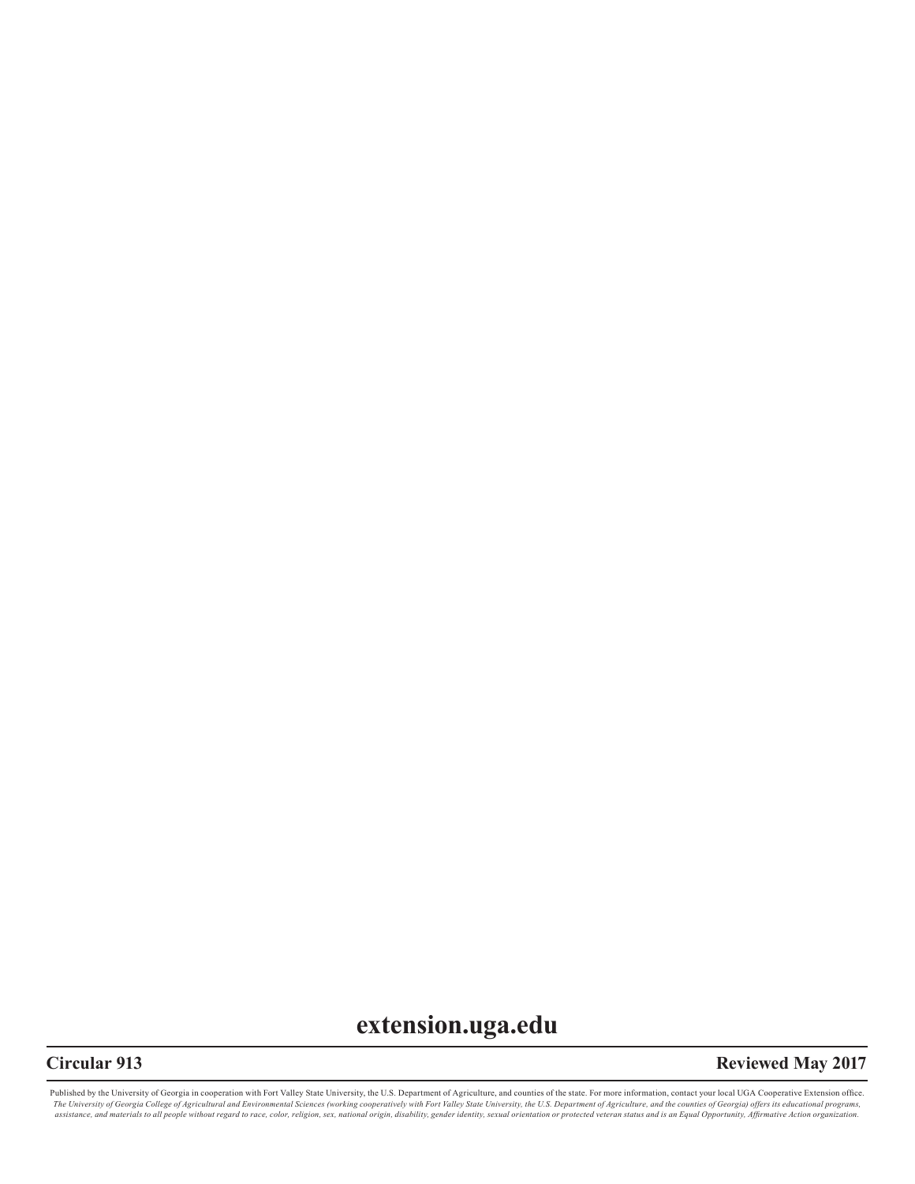**extension.uga.edu**

**Circular 913** **Reviewed May 2017**

Published by the University of Georgia in cooperation with Fort Valley State University, the U.S. Department of Agriculture, and counties of the state. For more information, contact your local UGA Cooperative Extension office. *The University of Georgia College of Agricultural and Environmental Sciences (working cooperatively with Fort Valley State University, the U.S. Department of Agriculture, and the counties of Georgia) offers its educational programs, assistance, and materials to all people without regard to race, color, religion, sex, national origin, disability, gender identity, sexual orientation or protected veteran status and is an Equal Opportunity, Affirmative Action organization.*